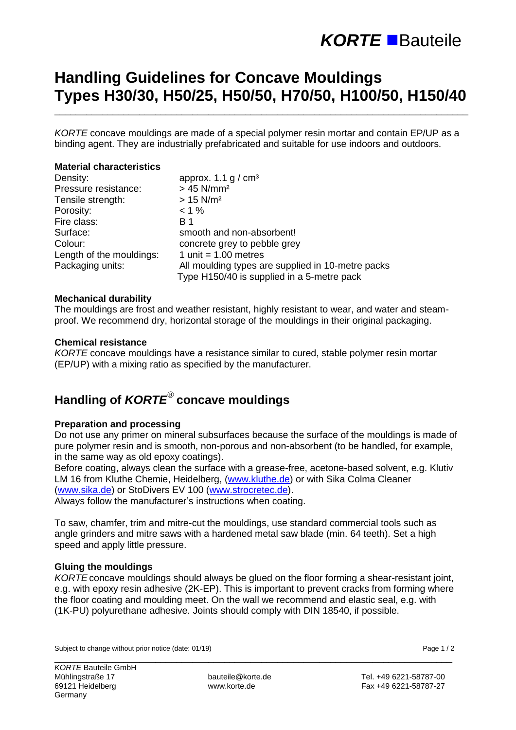# Handling Guidelines for Concave Mouldings Types H30/30, H50/25, H50/50, H70/50, H100/50, H150/40

*KORTE* concave mouldings are made of a special polymer resin mortar and contain EP/UP as a binding agent. They are industrially prefabricated and suitable for use indoors and outdoors.

### Material characteristics

| | |
|---|---|
| Density: | approx. 1.1 g / cm³ |
| Pressure resistance: | > 45 N/mm² |
| Tensile strength: | > 15 N/m² |
| Porosity: | < 1 % |
| Fire class: | B 1 |
| Surface: | smooth and non-absorbent! |
| Colour: | concrete grey to pebble grey |
| Length of the mouldings: | 1 unit = 1.00 metres |
| Packaging units: | All moulding types are supplied in 10-metre packs<br>Type H150/40 is supplied in a 5-metre pack |

### Mechanical durability

The mouldings are frost and weather resistant, highly resistant to wear, and water and steam-proof. We recommend dry, horizontal storage of the mouldings in their original packaging.

### Chemical resistance

*KORTE* concave mouldings have a resistance similar to cured, stable polymer resin mortar (EP/UP) with a mixing ratio as specified by the manufacturer.

## Handling of *KORTE*® concave mouldings

### Preparation and processing

Do not use any primer on mineral subsurfaces because the surface of the mouldings is made of pure polymer resin and is smooth, non-porous and non-absorbent (to be handled, for example, in the same way as old epoxy coatings).

Before coating, always clean the surface with a grease-free, acetone-based solvent, e.g. Klutiv LM 16 from Kluthe Chemie, Heidelberg, (www.kluthe.de) or with Sika Colma Cleaner (www.sika.de) or StoDivers EV 100 (www.strocretec.de).

Always follow the manufacturer's instructions when coating.

To saw, chamfer, trim and mitre-cut the mouldings, use standard commercial tools such as angle grinders and mitre saws with a hardened metal saw blade (min. 64 teeth). Set a high speed and apply little pressure.

### Gluing the mouldings

*KORTE* concave mouldings should always be glued on the floor forming a shear-resistant joint, e.g. with epoxy resin adhesive (2K-EP). This is important to prevent cracks from forming where the floor coating and moulding meet. On the wall we recommend and elastic seal, e.g. with (1K-PU) polyurethane adhesive. Joints should comply with DIN 18540, if possible.

Subject to change without prior notice (date: 01/19)

*KORTE* Bauteile GmbH
Mühlingstraße 17
69121 Heidelberg
Germany

bauteile@korte.de
www.korte.de

Tel. +49 6221-58787-00
Fax +49 6221-58787-27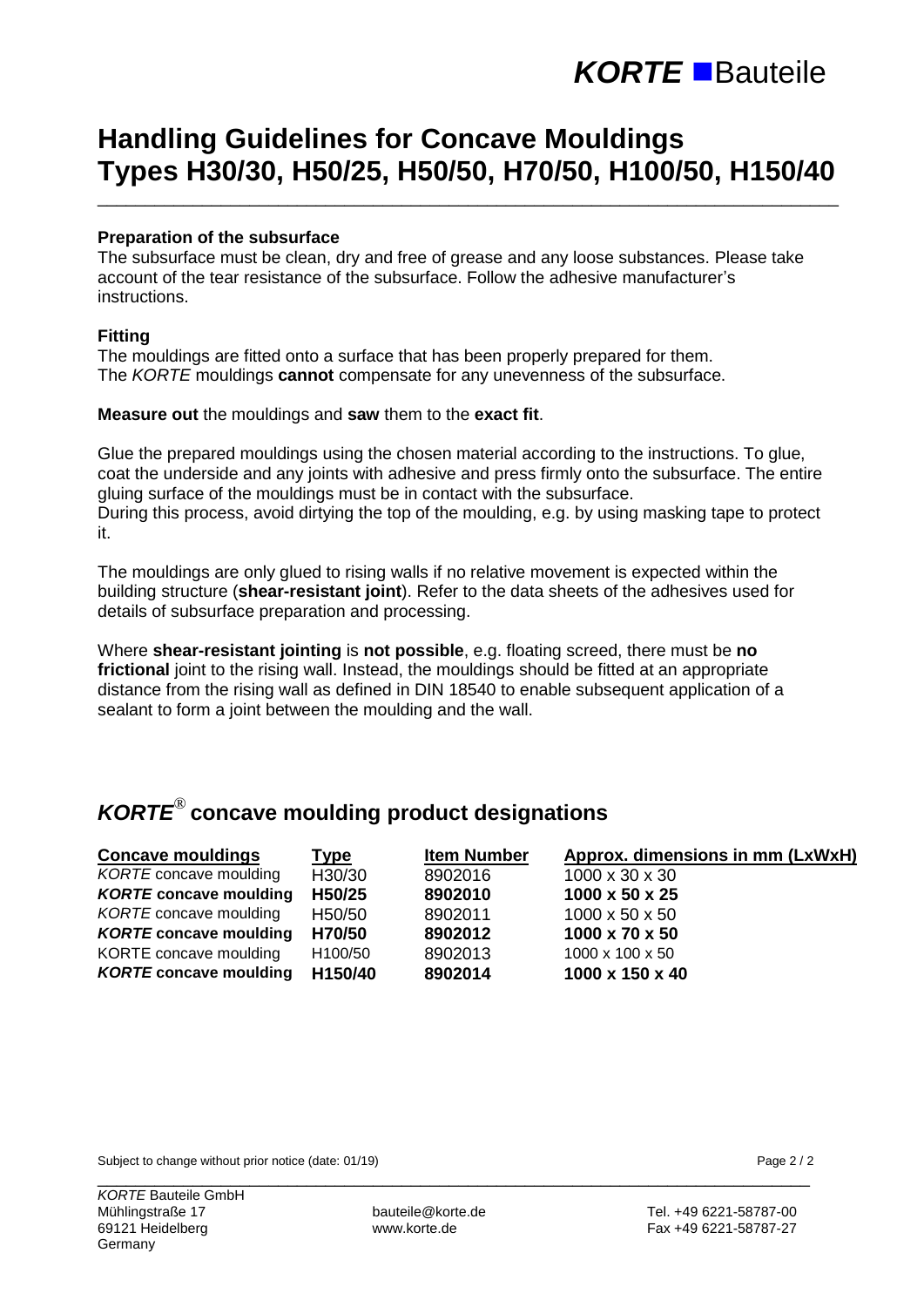# Handling Guidelines for Concave Mouldings Types H30/30, H50/25, H50/50, H70/50, H100/50, H150/40

### Preparation of the subsurface

The subsurface must be clean, dry and free of grease and any loose substances. Please take account of the tear resistance of the subsurface. Follow the adhesive manufacturer's instructions.

### Fitting

The mouldings are fitted onto a surface that has been properly prepared for them.
The *KORTE* mouldings **cannot** compensate for any unevenness of the subsurface.

**Measure out** the mouldings and **saw** them to the **exact fit**.

Glue the prepared mouldings using the chosen material according to the instructions. To glue, coat the underside and any joints with adhesive and press firmly onto the subsurface. The entire gluing surface of the mouldings must be in contact with the subsurface.
During this process, avoid dirtying the top of the moulding, e.g. by using masking tape to protect it.

The mouldings are only glued to rising walls if no relative movement is expected within the building structure (**shear-resistant joint**). Refer to the data sheets of the adhesives used for details of subsurface preparation and processing.

Where **shear-resistant jointing** is **not possible**, e.g. floating screed, there must be **no frictional** joint to the rising wall. Instead, the mouldings should be fitted at an appropriate distance from the rising wall as defined in DIN 18540 to enable subsequent application of a sealant to form a joint between the moulding and the wall.

## *KORTE*® concave moulding product designations

| Concave mouldings | Type | Item Number | Approx. dimensions in mm (LxWxH) |
| --- | --- | --- | --- |
| *KORTE* concave moulding | H30/30 | 8902016 | 1000 x 30 x 30 |
| ***KORTE* concave moulding** | **H50/25** | **8902010** | **1000 x 50 x 25** |
| *KORTE* concave moulding | H50/50 | 8902011 | 1000 x 50 x 50 |
| ***KORTE* concave moulding** | **H70/50** | **8902012** | **1000 x 70 x 50** |
| KORTE concave moulding | H100/50 | 8902013 | 1000 x 100 x 50 |
| ***KORTE* concave moulding** | **H150/40** | **8902014** | **1000 x 150 x 40** |

Subject to change without prior notice (date: 01/19)

*KORTE* Bauteile GmbH
Mühlingstraße 17
69121 Heidelberg
Germany

bauteile@korte.de
www.korte.de

Tel. +49 6221-58787-00
Fax +49 6221-58787-27